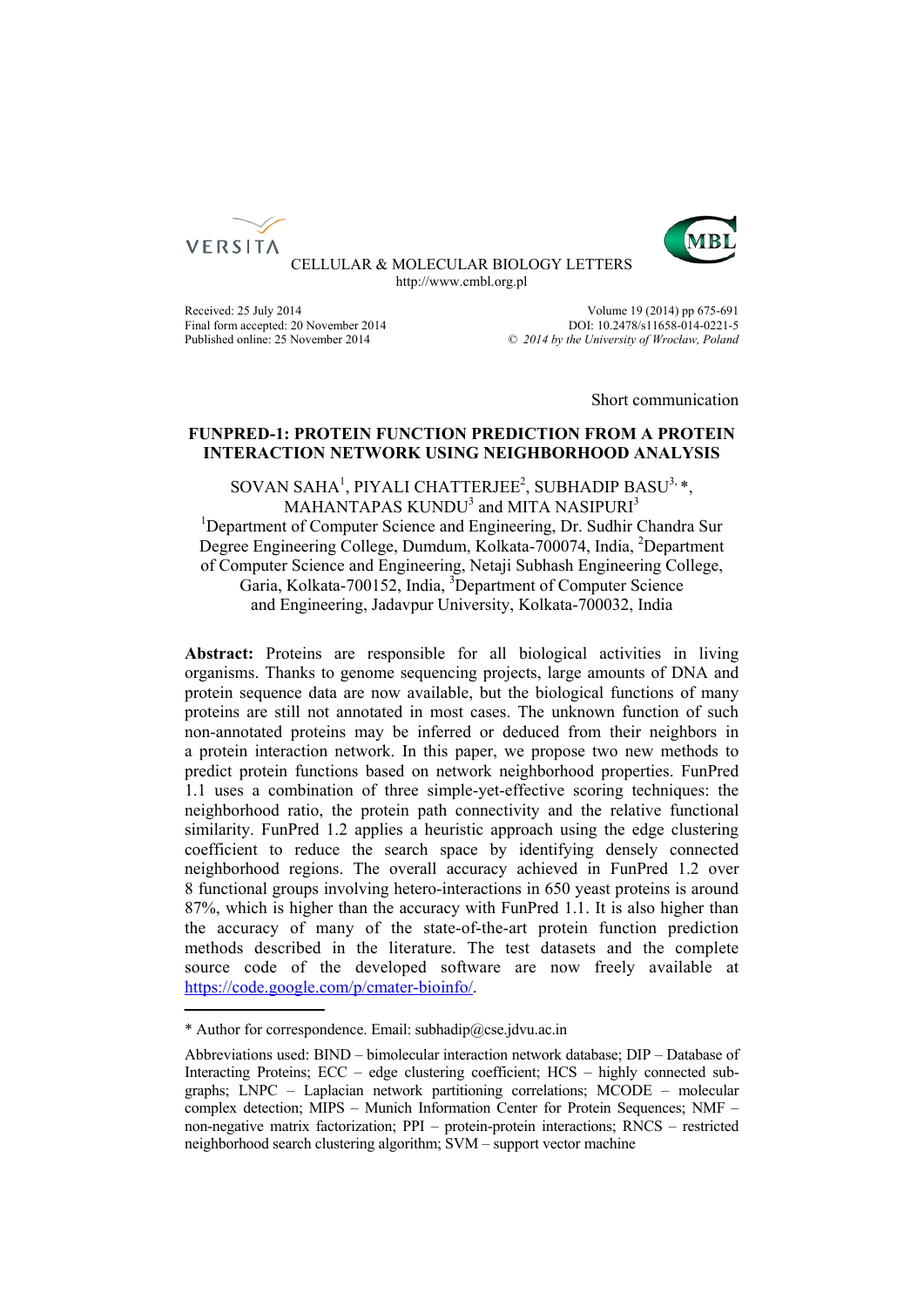CELLULAR & MOLECULAR BIOLOGY LETTERS
http://www.cmbl.org.pl

Received: 25 July 2014
Final form accepted: 20 November 2014
Published online: 25 November 2014

Volume 19 (2014) pp 675-691
DOI: 10.2478/s11658-014-0221-5
© *2014 by the University of Wrocław, Poland*

Short communication

# FUNPRED-1: PROTEIN FUNCTION PREDICTION FROM A PROTEIN INTERACTION NETWORK USING NEIGHBORHOOD ANALYSIS

SOVAN SAHA[1], PIYALI CHATTERJEE[2], SUBHADIP BASU[3,]*, MAHANTAPAS KUNDU[3] and MITA NASIPURI[3]

[1]Department of Computer Science and Engineering, Dr. Sudhir Chandra Sur Degree Engineering College, Dumdum, Kolkata-700074, India, [2]Department of Computer Science and Engineering, Netaji Subhash Engineering College, Garia, Kolkata-700152, India, [3]Department of Computer Science and Engineering, Jadavpur University, Kolkata-700032, India

**Abstract:** Proteins are responsible for all biological activities in living organisms. Thanks to genome sequencing projects, large amounts of DNA and protein sequence data are now available, but the biological functions of many proteins are still not annotated in most cases. The unknown function of such non-annotated proteins may be inferred or deduced from their neighbors in a protein interaction network. In this paper, we propose two new methods to predict protein functions based on network neighborhood properties. FunPred 1.1 uses a combination of three simple-yet-effective scoring techniques: the neighborhood ratio, the protein path connectivity and the relative functional similarity. FunPred 1.2 applies a heuristic approach using the edge clustering coefficient to reduce the search space by identifying densely connected neighborhood regions. The overall accuracy achieved in FunPred 1.2 over 8 functional groups involving hetero-interactions in 650 yeast proteins is around 87%, which is higher than the accuracy with FunPred 1.1. It is also higher than the accuracy of many of the state-of-the-art protein function prediction methods described in the literature. The test datasets and the complete source code of the developed software are now freely available at https://code.google.com/p/cmater-bioinfo/.

* Author for correspondence. Email: subhadip@cse.jdvu.ac.in

Abbreviations used: BIND – bimolecular interaction network database; DIP – Database of Interacting Proteins; ECC – edge clustering coefficient; HCS – highly connected sub-graphs; LNPC – Laplacian network partitioning correlations; MCODE – molecular complex detection; MIPS – Munich Information Center for Protein Sequences; NMF – non-negative matrix factorization; PPI – protein-protein interactions; RNCS – restricted neighborhood search clustering algorithm; SVM – support vector machine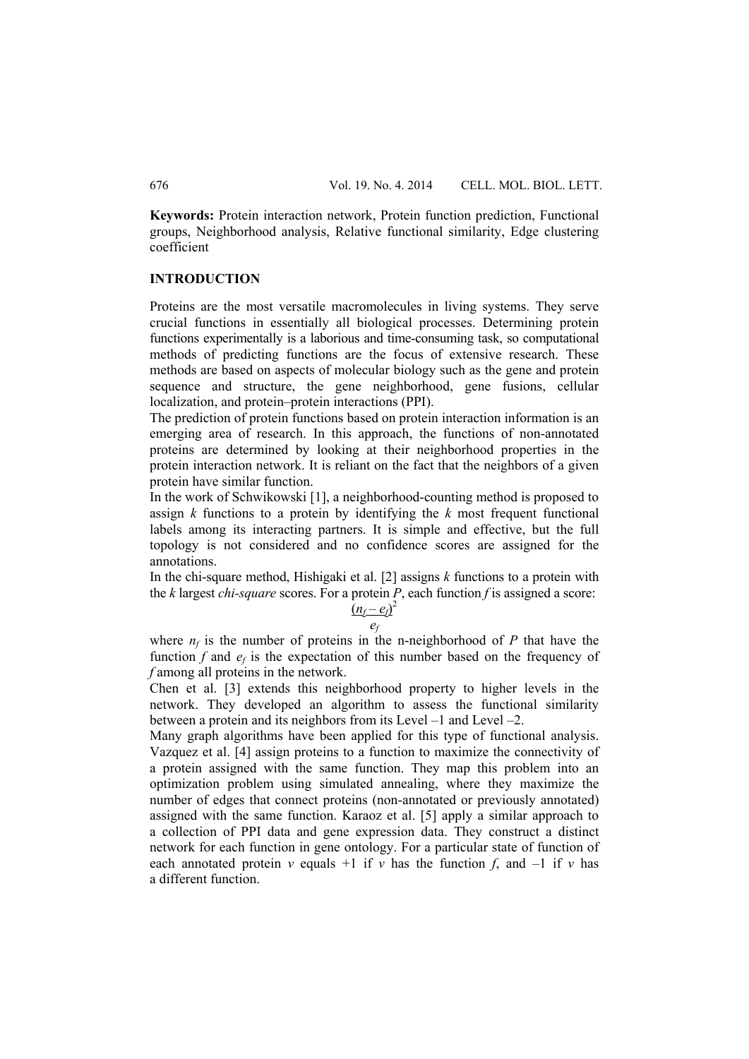**Keywords:** Protein interaction network, Protein function prediction, Functional groups, Neighborhood analysis, Relative functional similarity, Edge clustering coefficient

## INTRODUCTION

Proteins are the most versatile macromolecules in living systems. They serve crucial functions in essentially all biological processes. Determining protein functions experimentally is a laborious and time-consuming task, so computational methods of predicting functions are the focus of extensive research. These methods are based on aspects of molecular biology such as the gene and protein sequence and structure, the gene neighborhood, gene fusions, cellular localization, and protein–protein interactions (PPI).

The prediction of protein functions based on protein interaction information is an emerging area of research. In this approach, the functions of non-annotated proteins are determined by looking at their neighborhood properties in the protein interaction network. It is reliant on the fact that the neighbors of a given protein have similar function.

In the work of Schwikowski [1], a neighborhood-counting method is proposed to assign *k* functions to a protein by identifying the *k* most frequent functional labels among its interacting partners. It is simple and effective, but the full topology is not considered and no confidence scores are assigned for the annotations.

In the chi-square method, Hishigaki et al. [2] assigns *k* functions to a protein with the *k* largest *chi-square* scores. For a protein *P*, each function *f* is assigned a score:

$$\frac{(n_f - e_f)^2}{e_f}$$

where $n_f$ is the number of proteins in the n-neighborhood of *P* that have the function *f* and $e_f$ is the expectation of this number based on the frequency of *f* among all proteins in the network.

Chen et al. [3] extends this neighborhood property to higher levels in the network. They developed an algorithm to assess the functional similarity between a protein and its neighbors from its Level –1 and Level –2.

Many graph algorithms have been applied for this type of functional analysis. Vazquez et al. [4] assign proteins to a function to maximize the connectivity of a protein assigned with the same function. They map this problem into an optimization problem using simulated annealing, where they maximize the number of edges that connect proteins (non-annotated or previously annotated) assigned with the same function. Karaoz et al. [5] apply a similar approach to a collection of PPI data and gene expression data. They construct a distinct network for each function in gene ontology. For a particular state of function of each annotated protein *v* equals +1 if *v* has the function *f*, and –1 if *v* has a different function.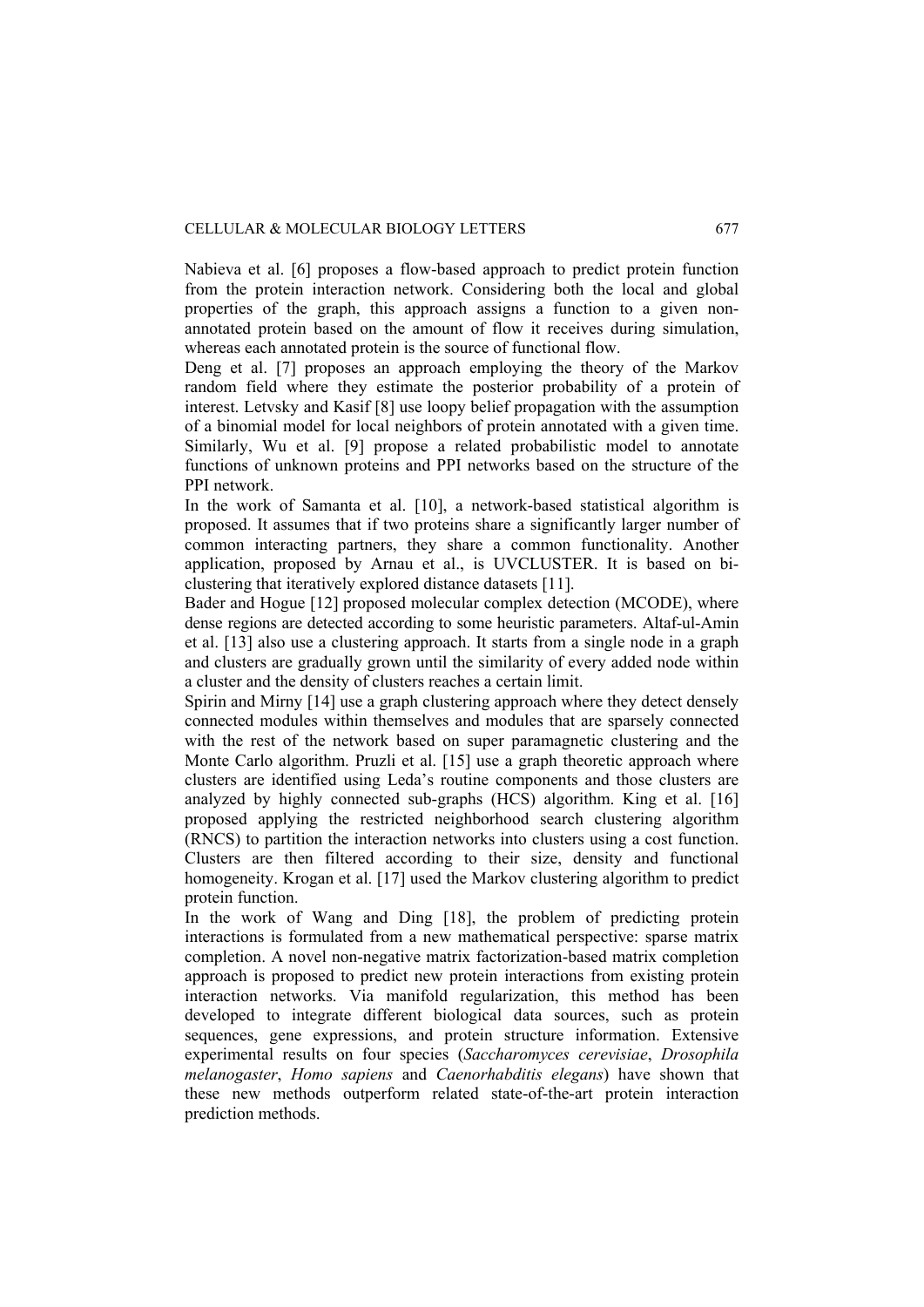Nabieva et al. [6] proposes a flow-based approach to predict protein function from the protein interaction network. Considering both the local and global properties of the graph, this approach assigns a function to a given non-annotated protein based on the amount of flow it receives during simulation, whereas each annotated protein is the source of functional flow.

Deng et al. [7] proposes an approach employing the theory of the Markov random field where they estimate the posterior probability of a protein of interest. Letvsky and Kasif [8] use loopy belief propagation with the assumption of a binomial model for local neighbors of protein annotated with a given time. Similarly, Wu et al. [9] propose a related probabilistic model to annotate functions of unknown proteins and PPI networks based on the structure of the PPI network.

In the work of Samanta et al. [10], a network-based statistical algorithm is proposed. It assumes that if two proteins share a significantly larger number of common interacting partners, they share a common functionality. Another application, proposed by Arnau et al., is UVCLUSTER. It is based on bi-clustering that iteratively explored distance datasets [11].

Bader and Hogue [12] proposed molecular complex detection (MCODE), where dense regions are detected according to some heuristic parameters. Altaf-ul-Amin et al. [13] also use a clustering approach. It starts from a single node in a graph and clusters are gradually grown until the similarity of every added node within a cluster and the density of clusters reaches a certain limit.

Spirin and Mirny [14] use a graph clustering approach where they detect densely connected modules within themselves and modules that are sparsely connected with the rest of the network based on super paramagnetic clustering and the Monte Carlo algorithm. Pruzli et al. [15] use a graph theoretic approach where clusters are identified using Leda's routine components and those clusters are analyzed by highly connected sub-graphs (HCS) algorithm. King et al. [16] proposed applying the restricted neighborhood search clustering algorithm (RNCS) to partition the interaction networks into clusters using a cost function. Clusters are then filtered according to their size, density and functional homogeneity. Krogan et al. [17] used the Markov clustering algorithm to predict protein function.

In the work of Wang and Ding [18], the problem of predicting protein interactions is formulated from a new mathematical perspective: sparse matrix completion. A novel non-negative matrix factorization-based matrix completion approach is proposed to predict new protein interactions from existing protein interaction networks. Via manifold regularization, this method has been developed to integrate different biological data sources, such as protein sequences, gene expressions, and protein structure information. Extensive experimental results on four species (*Saccharomyces cerevisiae*, *Drosophila melanogaster*, *Homo sapiens* and *Caenorhabditis elegans*) have shown that these new methods outperform related state-of-the-art protein interaction prediction methods.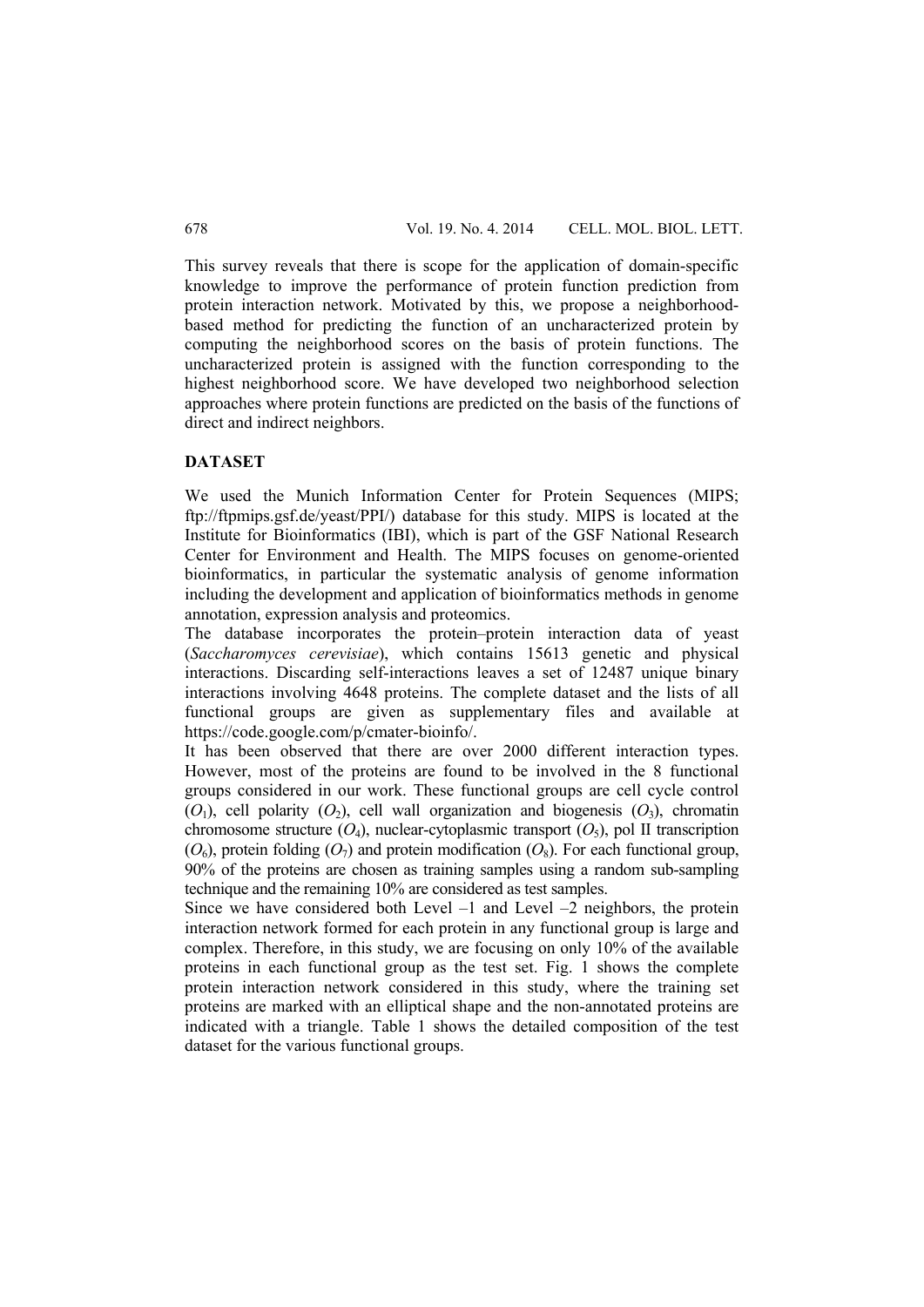This survey reveals that there is scope for the application of domain-specific knowledge to improve the performance of protein function prediction from protein interaction network. Motivated by this, we propose a neighborhood-based method for predicting the function of an uncharacterized protein by computing the neighborhood scores on the basis of protein functions. The uncharacterized protein is assigned with the function corresponding to the highest neighborhood score. We have developed two neighborhood selection approaches where protein functions are predicted on the basis of the functions of direct and indirect neighbors.

## DATASET

We used the Munich Information Center for Protein Sequences (MIPS; ftp://ftpmips.gsf.de/yeast/PPI/) database for this study. MIPS is located at the Institute for Bioinformatics (IBI), which is part of the GSF National Research Center for Environment and Health. The MIPS focuses on genome-oriented bioinformatics, in particular the systematic analysis of genome information including the development and application of bioinformatics methods in genome annotation, expression analysis and proteomics.

The database incorporates the protein–protein interaction data of yeast (*Saccharomyces cerevisiae*), which contains 15613 genetic and physical interactions. Discarding self-interactions leaves a set of 12487 unique binary interactions involving 4648 proteins. The complete dataset and the lists of all functional groups are given as supplementary files and available at https://code.google.com/p/cmater-bioinfo/.

It has been observed that there are over 2000 different interaction types. However, most of the proteins are found to be involved in the 8 functional groups considered in our work. These functional groups are cell cycle control ($O_1$), cell polarity ($O_2$), cell wall organization and biogenesis ($O_3$), chromatin chromosome structure ($O_4$), nuclear-cytoplasmic transport ($O_5$), pol II transcription ($O_6$), protein folding ($O_7$) and protein modification ($O_8$). For each functional group, 90% of the proteins are chosen as training samples using a random sub-sampling technique and the remaining 10% are considered as test samples.

Since we have considered both Level –1 and Level –2 neighbors, the protein interaction network formed for each protein in any functional group is large and complex. Therefore, in this study, we are focusing on only 10% of the available proteins in each functional group as the test set. Fig. 1 shows the complete protein interaction network considered in this study, where the training set proteins are marked with an elliptical shape and the non-annotated proteins are indicated with a triangle. Table 1 shows the detailed composition of the test dataset for the various functional groups.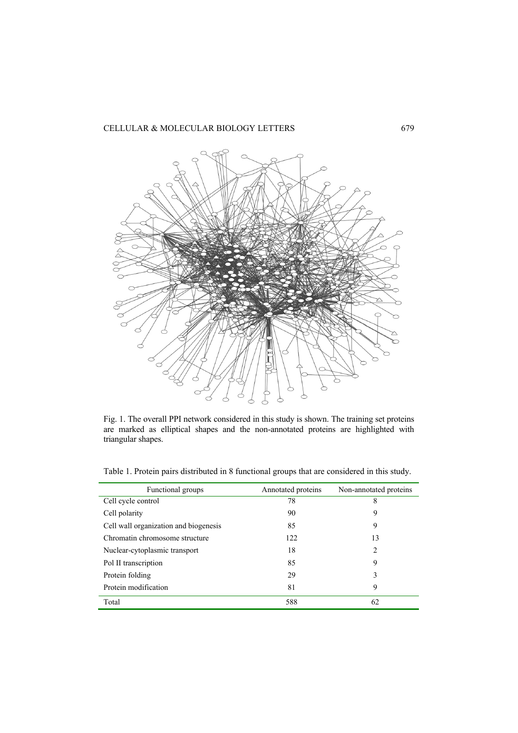Fig. 1. The overall PPI network considered in this study is shown. The training set proteins are marked as elliptical shapes and the non-annotated proteins are highlighted with triangular shapes.

Table 1. Protein pairs distributed in 8 functional groups that are considered in this study.

| Functional groups | Annotated proteins | Non-annotated proteins |
|---|---|---|
| Cell cycle control | 78 | 8 |
| Cell polarity | 90 | 9 |
| Cell wall organization and biogenesis | 85 | 9 |
| Chromatin chromosome structure | 122 | 13 |
| Nuclear-cytoplasmic transport | 18 | 2 |
| Pol II transcription | 85 | 9 |
| Protein folding | 29 | 3 |
| Protein modification | 81 | 9 |
| Total | 588 | 62 |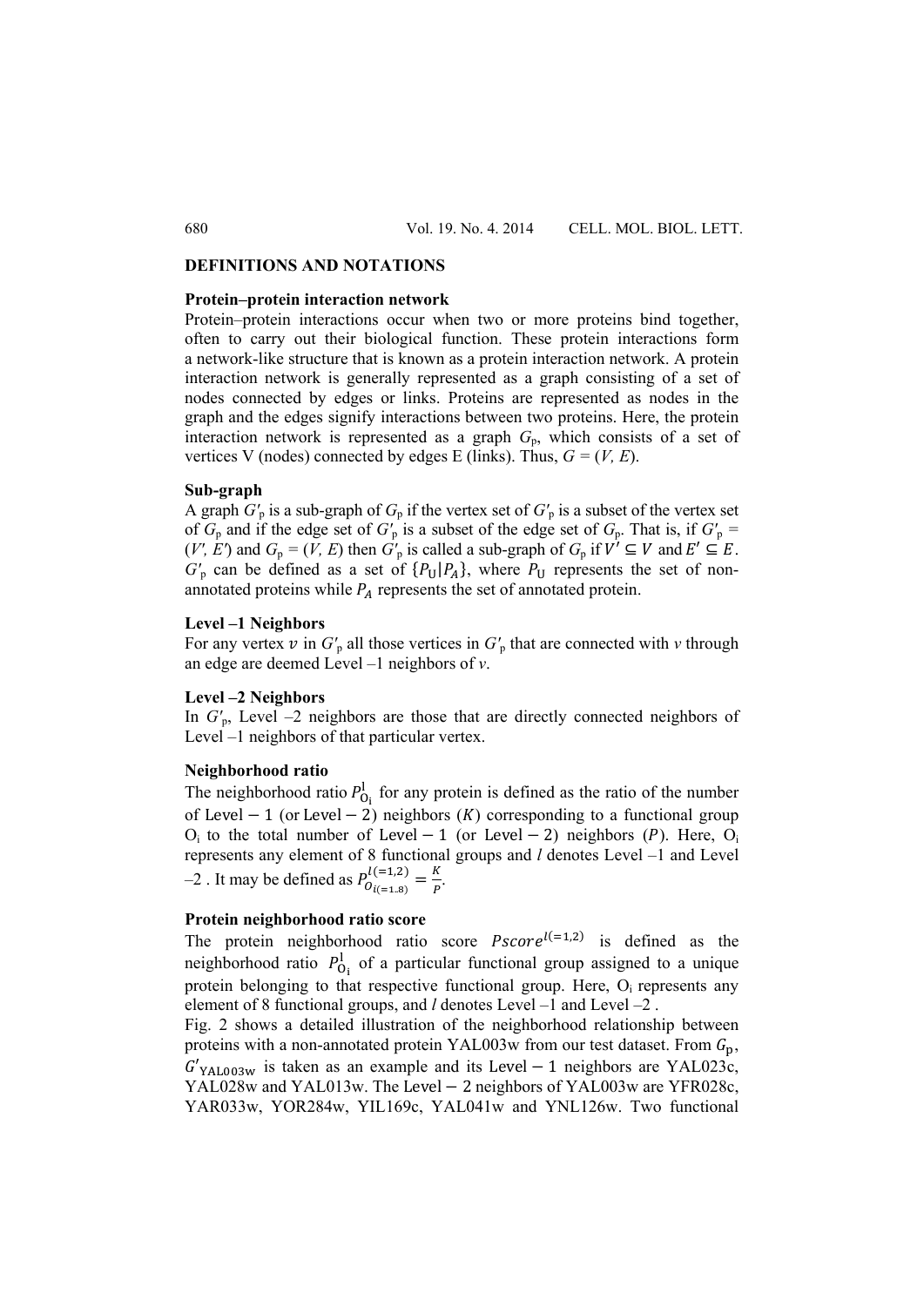## DEFINITIONS AND NOTATIONS

### Protein–protein interaction network

Protein–protein interactions occur when two or more proteins bind together, often to carry out their biological function. These protein interactions form a network-like structure that is known as a protein interaction network. A protein interaction network is generally represented as a graph consisting of a set of nodes connected by edges or links. Proteins are represented as nodes in the graph and the edges signify interactions between two proteins. Here, the protein interaction network is represented as a graph $G_p$, which consists of a set of vertices V (nodes) connected by edges E (links). Thus, $G = (V, E)$.

### Sub-graph

A graph $G'_p$ is a sub-graph of $G_p$ if the vertex set of $G'_p$ is a subset of the vertex set of $G_p$ and if the edge set of $G'_p$ is a subset of the edge set of $G_p$. That is, if $G'_p = (V', E')$ and $G_p = (V, E)$ then $G'_p$ is called a sub-graph of $G_p$ if $V' \subseteq V$ and $E' \subseteq E$. $G'_p$ can be defined as a set of $\{P_U | P_A\}$, where $P_U$ represents the set of non-annotated proteins while $P_A$ represents the set of annotated protein.

### Level –1 Neighbors

For any vertex $v$ in $G'_p$ all those vertices in $G'_p$ that are connected with $v$ through an edge are deemed Level –1 neighbors of $v$.

### Level –2 Neighbors

In $G'_p$, Level –2 neighbors are those that are directly connected neighbors of Level –1 neighbors of that particular vertex.

### Neighborhood ratio

The neighborhood ratio $P^{l}_{O_i}$ for any protein is defined as the ratio of the number of $\text{Level} - 1$ (or $\text{Level} - 2$) neighbors ($K$) corresponding to a functional group $O_i$ to the total number of $\text{Level} - 1$ (or $\text{Level} - 2$) neighbors ($P$). Here, $O_i$ represents any element of 8 functional groups and $l$ denotes Level –1 and Level –2 . It may be defined as $P^{l(=1,2)}_{O_{i(=1..8)}} = \frac{K}{P}$.

### Protein neighborhood ratio score

The protein neighborhood ratio score $Pscore^{l(=1,2)}$ is defined as the neighborhood ratio $P^{l}_{O_i}$ of a particular functional group assigned to a unique protein belonging to that respective functional group. Here, $O_i$ represents any element of 8 functional groups, and $l$ denotes Level –1 and Level –2 .

Fig. 2 shows a detailed illustration of the neighborhood relationship between proteins with a non-annotated protein YAL003w from our test dataset. From $G_p$, $G'_{\text{YAL003w}}$ is taken as an example and its $\text{Level} - 1$ neighbors are YAL023c, YAL028w and YAL013w. The $\text{Level} - 2$ neighbors of YAL003w are YFR028c, YAR033w, YOR284w, YIL169c, YAL041w and YNL126w. Two functional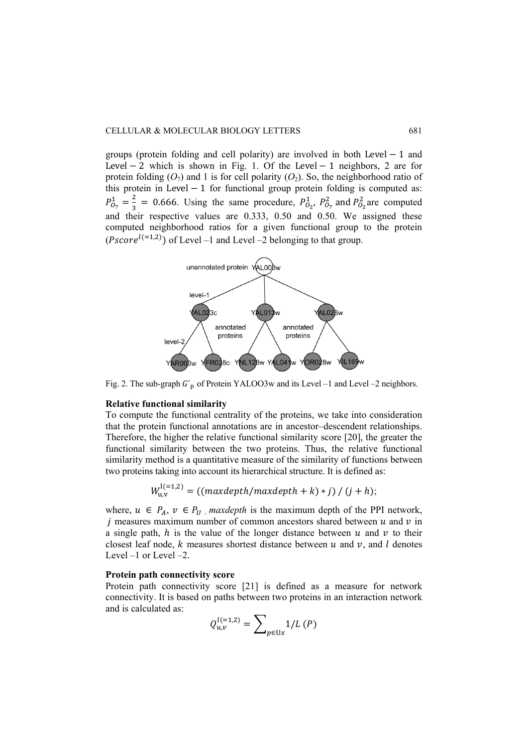groups (protein folding and cell polarity) are involved in both Level − 1 and Level − 2 which is shown in Fig. 1. Of the Level − 1 neighbors, 2 are for protein folding ($O_7$) and 1 is for cell polarity ($O_2$). So, the neighborhood ratio of this protein in Level − 1 for functional group protein folding is computed as: $P^1_{O_7} = \frac{2}{3} = 0.666$. Using the same procedure, $P^1_{O_2}$, $P^2_{O_7}$ and $P^2_{O_2}$ are computed and their respective values are 0.333, 0.50 and 0.50. We assigned these computed neighborhood ratios for a given functional group to the protein ($Pscore^{l(=1,2)}$) of Level –1 and Level –2 belonging to that group.

Fig. 2. The sub-graph $G'_p$ of Protein YALOO3w and its Level –1 and Level –2 neighbors.

**Relative functional similarity**

To compute the functional centrality of the proteins, we take into consideration that the protein functional annotations are in ancestor–descendent relationships. Therefore, the higher the relative functional similarity score [20], the greater the functional similarity between the two proteins. Thus, the relative functional similarity method is a quantitative measure of the similarity of functions between two proteins taking into account its hierarchical structure. It is defined as:

$$W^{l(=1,2)}_{u,v} = ((maxdepth/maxdepth + k) * j) / (j + h);$$

where, $u \in P_A$, $v \in P_U$ , *maxdepth* is the maximum depth of the PPI network, $j$ measures maximum number of common ancestors shared between $u$ and $v$ in a single path, $h$ is the value of the longer distance between $u$ and $v$ to their closest leaf node, $k$ measures shortest distance between $u$ and $v$, and $l$ denotes Level –1 or Level –2.

**Protein path connectivity score**

Protein path connectivity score [21] is defined as a measure for network connectivity. It is based on paths between two proteins in an interaction network and is calculated as:

$$Q^{l(=1,2)}_{u,v} = \sum_{p \in \cup x} 1/L\,(P)$$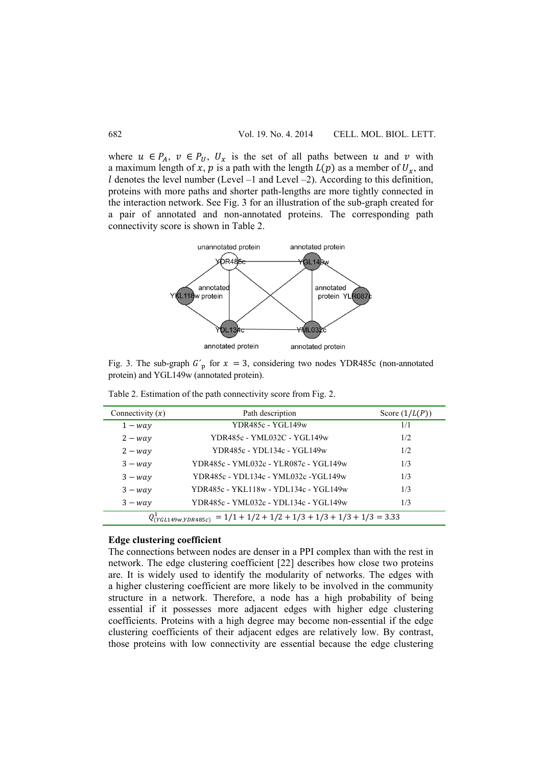where $u \in P_A$, $v \in P_U$, $U_x$ is the set of all paths between $u$ and $v$ with a maximum length of $x$, $p$ is a path with the length $L(p)$ as a member of $U_x$, and $l$ denotes the level number (Level –1 and Level –2). According to this definition, proteins with more paths and shorter path-lengths are more tightly connected in the interaction network. See Fig. 3 for an illustration of the sub-graph created for a pair of annotated and non-annotated proteins. The corresponding path connectivity score is shown in Table 2.

unannotated protein
annotated protein
YDR485c
YGL149w
annotated
YKL118w protein
annotated
protein YLR087c
YDL134c
YML032c
annotated protein
annotated protein

Fig. 3. The sub-graph $G'_p$ for $x = 3$, considering two nodes YDR485c (non-annotated protein) and YGL149w (annotated protein).

Table 2. Estimation of the path connectivity score from Fig. 2.

| Connectivity ($x$) | Path description | Score ($1/L(P)$) |
|---|---|---|
| $1 - way$ | YDR485c - YGL149w | 1/1 |
| $2 - way$ | YDR485c - YML032C - YGL149w | 1/2 |
| $2 - way$ | YDR485c - YDL134c - YGL149w | 1/2 |
| $3 - way$ | YDR485c - YML032c - YLR087c - YGL149w | 1/3 |
| $3 - way$ | YDR485c - YDL134c - YML032c -YGL149w | 1/3 |
| $3 - way$ | YDR485c - YKL118w - YDL134c - YGL149w | 1/3 |
| $3 - way$ | YDR485c - YML032c - YDL134c - YGL149w | 1/3 |
| $Q^1_{(YGL149w,YDR485c)} = 1/1 + 1/2 + 1/2 + 1/3 + 1/3 + 1/3 + 1/3 = 3.33$ | | |

**Edge clustering coefficient**

The connections between nodes are denser in a PPI complex than with the rest in network. The edge clustering coefficient [22] describes how close two proteins are. It is widely used to identify the modularity of networks. The edges with a higher clustering coefficient are more likely to be involved in the community structure in a network. Therefore, a node has a high probability of being essential if it possesses more adjacent edges with higher edge clustering coefficients. Proteins with a high degree may become non-essential if the edge clustering coefficients of their adjacent edges are relatively low. By contrast, those proteins with low connectivity are essential because the edge clustering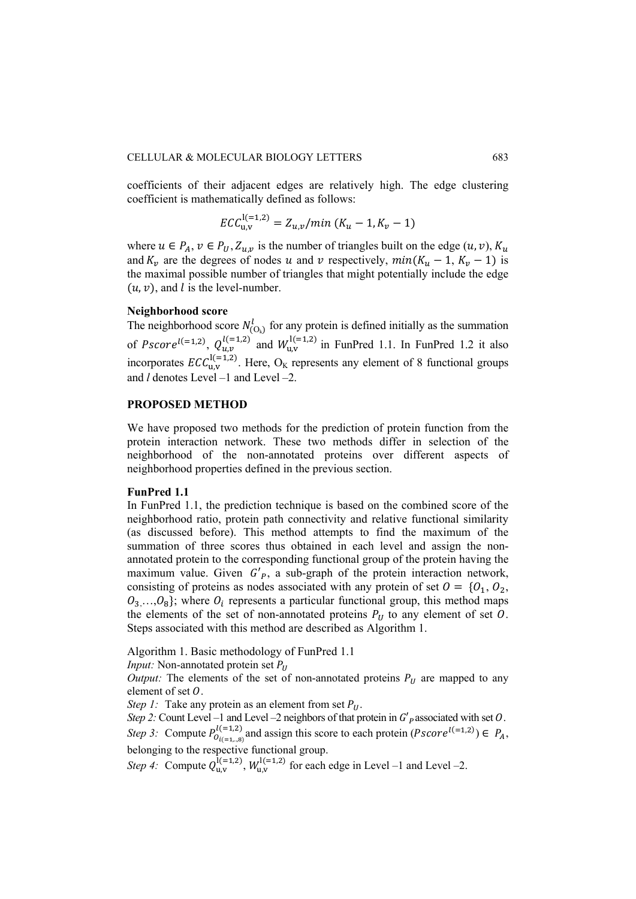coefficients of their adjacent edges are relatively high. The edge clustering coefficient is mathematically defined as follows:

$$ECC_{\mathrm{u,v}}^{\mathrm{l(=1,2)}} = Z_{u,v}/min\,(K_u - 1, K_v - 1)$$

where $u \in P_A$, $v \in P_U$, $Z_{u,v}$ is the number of triangles built on the edge $(u, v)$, $K_u$ and $K_v$ are the degrees of nodes $u$ and $v$ respectively, $min(K_u - 1, K_v - 1)$ is the maximal possible number of triangles that might potentially include the edge $(u, v)$, and $l$ is the level-number.

### Neighborhood score

The neighborhood score $N_{(\mathrm{O_k})}^{l}$ for any protein is defined initially as the summation of $Pscore^{l(=1,2)}$, $Q_{u,v}^{l(=1,2)}$ and $W_{\mathrm{u,v}}^{\mathrm{l(=1,2)}}$ in FunPred 1.1. In FunPred 1.2 it also incorporates $ECC_{\mathrm{u,v}}^{\mathrm{l(=1,2)}}$. Here, $\mathrm{O_K}$ represents any element of 8 functional groups and *l* denotes Level –1 and Level –2.

## PROPOSED METHOD

We have proposed two methods for the prediction of protein function from the protein interaction network. These two methods differ in selection of the neighborhood of the non-annotated proteins over different aspects of neighborhood properties defined in the previous section.

### FunPred 1.1

In FunPred 1.1, the prediction technique is based on the combined score of the neighborhood ratio, protein path connectivity and relative functional similarity (as discussed before). This method attempts to find the maximum of the summation of three scores thus obtained in each level and assign the non-annotated protein to the corresponding functional group of the protein having the maximum value. Given $G'_P$, a sub-graph of the protein interaction network, consisting of proteins as nodes associated with any protein of set $O = \{O_1, O_2, O_3, \ldots, O_8\}$; where $O_i$ represents a particular functional group, this method maps the elements of the set of non-annotated proteins $P_U$ to any element of set $O$. Steps associated with this method are described as Algorithm 1.

Algorithm 1. Basic methodology of FunPred 1.1

*Input:* Non-annotated protein set $P_U$

*Output:* The elements of the set of non-annotated proteins $P_U$ are mapped to any element of set $O$.

*Step 1:* Take any protein as an element from set $P_U$.

*Step 2:* Count Level –1 and Level –2 neighbors of that protein in $G'_P$ associated with set $O$.

*Step 3:* Compute $P_{O_{i(=1,..,8)}}^{l(=1,2)}$ and assign this score to each protein ($Pscore^{l(=1,2)}$) $\in P_A$, belonging to the respective functional group.

*Step 4:* Compute $Q_{\mathrm{u,v}}^{\mathrm{l(=1,2)}}$, $W_{\mathrm{u,v}}^{\mathrm{l(=1,2)}}$ for each edge in Level –1 and Level –2.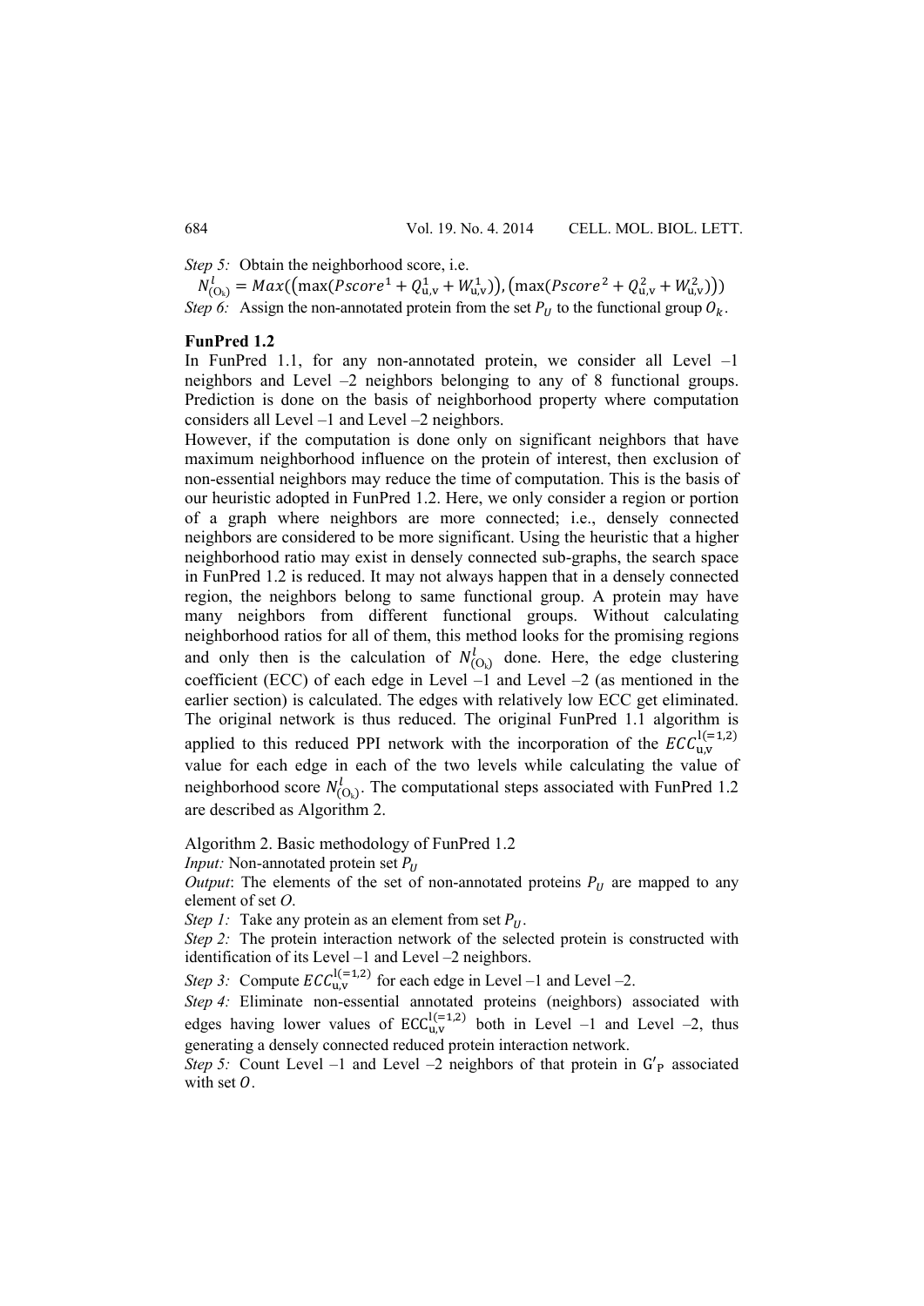*Step 5:* Obtain the neighborhood score, i.e.

$$N^{l}_{(\mathrm{O_k})} = Max((\max(Pscore^{1} + Q^{1}_{\mathrm{u,v}} + W^{1}_{\mathrm{u,v}})), (\max(Pscore^{2} + Q^{2}_{\mathrm{u,v}} + W^{2}_{\mathrm{u,v}})))$$

*Step 6:* Assign the non-annotated protein from the set $P_U$ to the functional group $O_k$.

**FunPred 1.2**

In FunPred 1.1, for any non-annotated protein, we consider all Level –1 neighbors and Level –2 neighbors belonging to any of 8 functional groups. Prediction is done on the basis of neighborhood property where computation considers all Level –1 and Level –2 neighbors.

However, if the computation is done only on significant neighbors that have maximum neighborhood influence on the protein of interest, then exclusion of non-essential neighbors may reduce the time of computation. This is the basis of our heuristic adopted in FunPred 1.2. Here, we only consider a region or portion of a graph where neighbors are more connected; i.e., densely connected neighbors are considered to be more significant. Using the heuristic that a higher neighborhood ratio may exist in densely connected sub-graphs, the search space in FunPred 1.2 is reduced. It may not always happen that in a densely connected region, the neighbors belong to same functional group. A protein may have many neighbors from different functional groups. Without calculating neighborhood ratios for all of them, this method looks for the promising regions and only then is the calculation of $N^{l}_{(\mathrm{O_k})}$ done. Here, the edge clustering coefficient (ECC) of each edge in Level –1 and Level –2 (as mentioned in the earlier section) is calculated. The edges with relatively low ECC get eliminated. The original network is thus reduced. The original FunPred 1.1 algorithm is applied to this reduced PPI network with the incorporation of the $ECC^{\mathrm{l}(=1,2)}_{\mathrm{u,v}}$ value for each edge in each of the two levels while calculating the value of neighborhood score $N^{l}_{(\mathrm{O_k})}$. The computational steps associated with FunPred 1.2 are described as Algorithm 2.

Algorithm 2. Basic methodology of FunPred 1.2

*Input:* Non-annotated protein set $P_U$

*Output*: The elements of the set of non-annotated proteins $P_U$ are mapped to any element of set *O*.

*Step 1:* Take any protein as an element from set $P_U$.

*Step 2:* The protein interaction network of the selected protein is constructed with identification of its Level –1 and Level –2 neighbors.

*Step 3:* Compute $ECC^{\mathrm{l}(=1,2)}_{\mathrm{u,v}}$ for each edge in Level –1 and Level –2.

*Step 4:* Eliminate non-essential annotated proteins (neighbors) associated with edges having lower values of $\mathrm{ECC}^{\mathrm{l}(=1,2)}_{\mathrm{u,v}}$ both in Level –1 and Level –2, thus generating a densely connected reduced protein interaction network.

*Step 5:* Count Level –1 and Level –2 neighbors of that protein in $\mathrm{G'_P}$ associated with set $O$.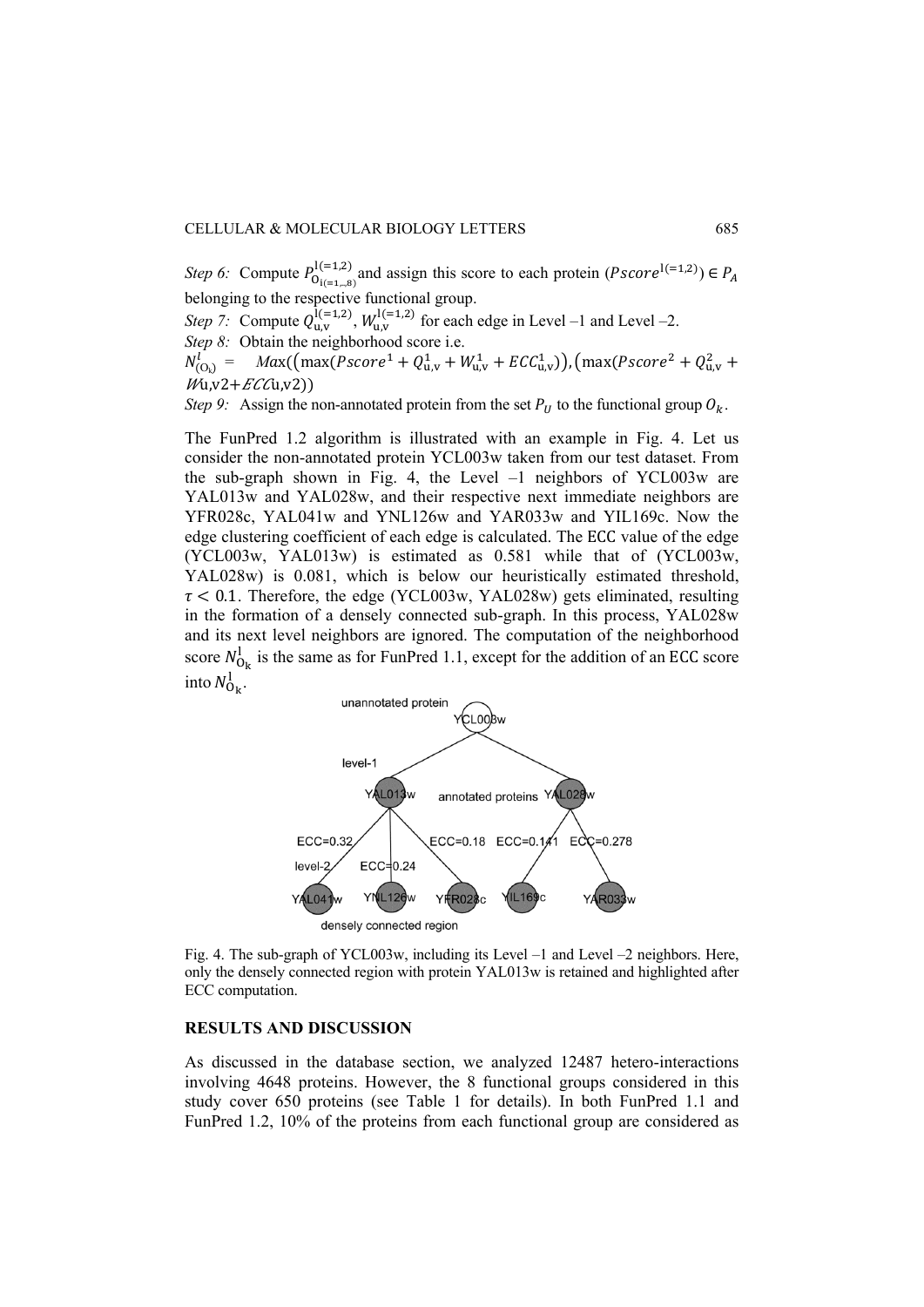*Step 6:* Compute $P_{O_{l(=1,..8)}}^{l(=1,2)}$ and assign this score to each protein ($Pscore^{l(=1,2)}$) $\in P_A$ belonging to the respective functional group.

*Step 7:* Compute $Q_{u,v}^{l(=1,2)}$, $W_{u,v}^{l(=1,2)}$ for each edge in Level –1 and Level –2.

*Step 8:* Obtain the neighborhood score i.e.

$N_{(O_k)}^{l} = Max((\max(Pscore^1 + Q_{u,v}^1 + W_{u,v}^1 + ECC_{u,v}^1)), (\max(Pscore^2 + Q_{u,v}^2 + W_{u,v}^2 + ECC_{u,v}^2))$

*Step 9:* Assign the non-annotated protein from the set $P_U$ to the functional group $O_k$.

The FunPred 1.2 algorithm is illustrated with an example in Fig. 4. Let us consider the non-annotated protein YCL003w taken from our test dataset. From the sub-graph shown in Fig. 4, the Level –1 neighbors of YCL003w are YAL013w and YAL028w, and their respective next immediate neighbors are YFR028c, YAL041w and YNL126w and YAR033w and YIL169c. Now the edge clustering coefficient of each edge is calculated. The ECC value of the edge (YCL003w, YAL013w) is estimated as 0.581 while that of (YCL003w, YAL028w) is 0.081, which is below our heuristically estimated threshold, $\tau < 0.1$. Therefore, the edge (YCL003w, YAL028w) gets eliminated, resulting in the formation of a densely connected sub-graph. In this process, YAL028w and its next level neighbors are ignored. The computation of the neighborhood score $N_{O_k}^{l}$ is the same as for FunPred 1.1, except for the addition of an ECC score into $N_{O_k}^{l}$.

unannotated protein
YCL003w
level-1
YAL013w
annotated proteins
YAL028w
ECC=0.32
ECC=0.18
ECC=0.141
ECC=0.278
level-2
ECC=0.24
YAL041w
YNL126w
YFR028c
YIL169c
YAR033w
densely connected region

Fig. 4. The sub-graph of YCL003w, including its Level –1 and Level –2 neighbors. Here, only the densely connected region with protein YAL013w is retained and highlighted after ECC computation.

## RESULTS AND DISCUSSION

As discussed in the database section, we analyzed 12487 hetero-interactions involving 4648 proteins. However, the 8 functional groups considered in this study cover 650 proteins (see Table 1 for details). In both FunPred 1.1 and FunPred 1.2, 10% of the proteins from each functional group are considered as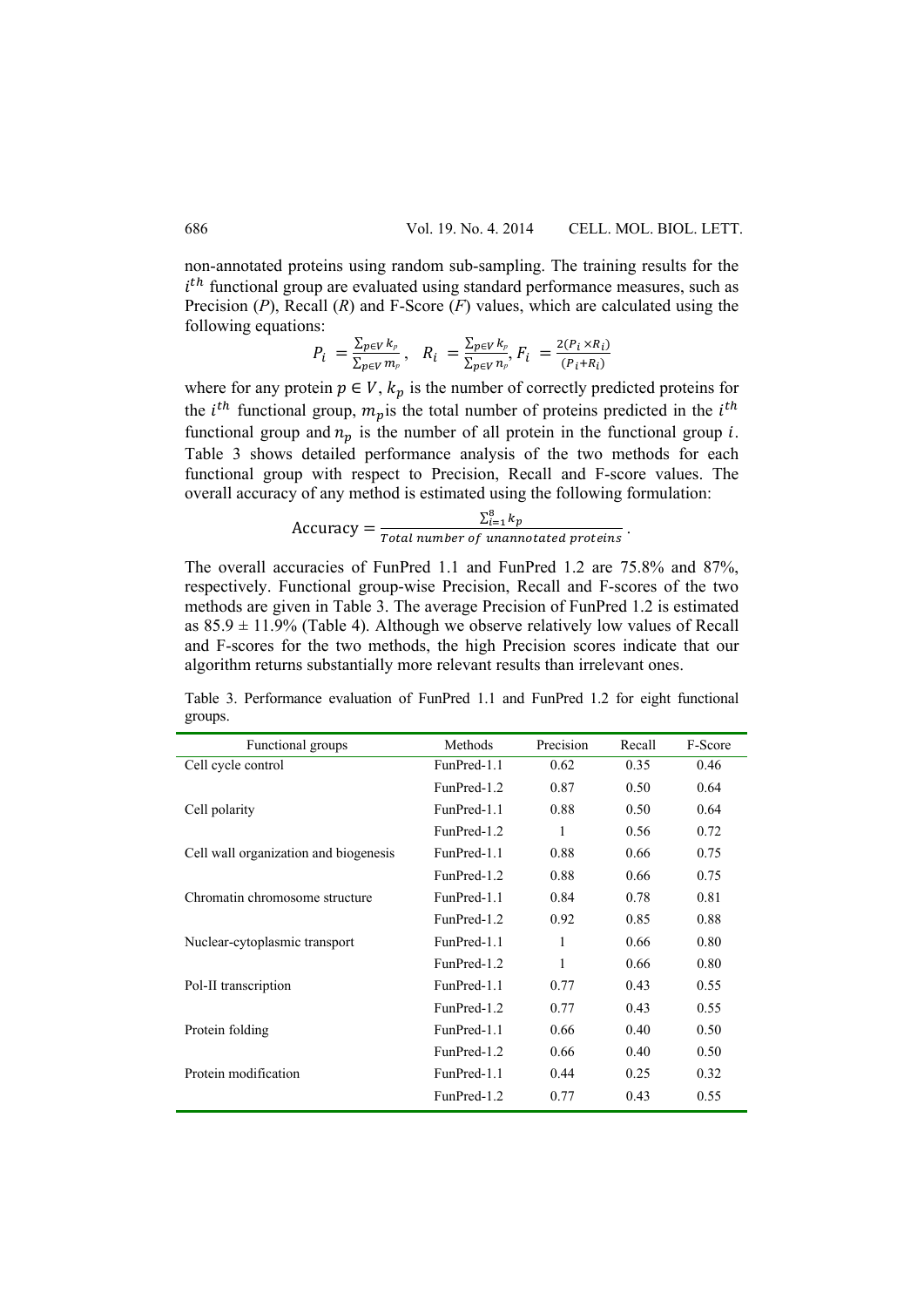non-annotated proteins using random sub-sampling. The training results for the $i^{th}$ functional group are evaluated using standard performance measures, such as Precision ($P$), Recall ($R$) and F-Score ($F$) values, which are calculated using the following equations:

$$P_i = \frac{\sum_{p \in V} k_p}{\sum_{p \in V} m_p}, \quad R_i = \frac{\sum_{p \in V} k_p}{\sum_{p \in V} n_p}, F_i = \frac{2(P_i \times R_i)}{(P_i + R_i)}$$

where for any protein $p \in V$, $k_p$ is the number of correctly predicted proteins for the $i^{th}$ functional group, $m_p$ is the total number of proteins predicted in the $i^{th}$ functional group and $n_p$ is the number of all protein in the functional group $i$. Table 3 shows detailed performance analysis of the two methods for each functional group with respect to Precision, Recall and F-score values. The overall accuracy of any method is estimated using the following formulation:

$$\text{Accuracy} = \frac{\sum_{i=1}^{8} k_p}{Total\ number\ of\ unannotated\ proteins}.$$

The overall accuracies of FunPred 1.1 and FunPred 1.2 are 75.8% and 87%, respectively. Functional group-wise Precision, Recall and F-scores of the two methods are given in Table 3. The average Precision of FunPred 1.2 is estimated as 85.9 ± 11.9% (Table 4). Although we observe relatively low values of Recall and F-scores for the two methods, the high Precision scores indicate that our algorithm returns substantially more relevant results than irrelevant ones.

Table 3. Performance evaluation of FunPred 1.1 and FunPred 1.2 for eight functional groups.

| Functional groups | Methods | Precision | Recall | F-Score |
|---|---|---|---|---|
| Cell cycle control | FunPred-1.1 | 0.62 | 0.35 | 0.46 |
| | FunPred-1.2 | 0.87 | 0.50 | 0.64 |
| Cell polarity | FunPred-1.1 | 0.88 | 0.50 | 0.64 |
| | FunPred-1.2 | 1 | 0.56 | 0.72 |
| Cell wall organization and biogenesis | FunPred-1.1 | 0.88 | 0.66 | 0.75 |
| | FunPred-1.2 | 0.88 | 0.66 | 0.75 |
| Chromatin chromosome structure | FunPred-1.1 | 0.84 | 0.78 | 0.81 |
| | FunPred-1.2 | 0.92 | 0.85 | 0.88 |
| Nuclear-cytoplasmic transport | FunPred-1.1 | 1 | 0.66 | 0.80 |
| | FunPred-1.2 | 1 | 0.66 | 0.80 |
| Pol-II transcription | FunPred-1.1 | 0.77 | 0.43 | 0.55 |
| | FunPred-1.2 | 0.77 | 0.43 | 0.55 |
| Protein folding | FunPred-1.1 | 0.66 | 0.40 | 0.50 |
| | FunPred-1.2 | 0.66 | 0.40 | 0.50 |
| Protein modification | FunPred-1.1 | 0.44 | 0.25 | 0.32 |
| | FunPred-1.2 | 0.77 | 0.43 | 0.55 |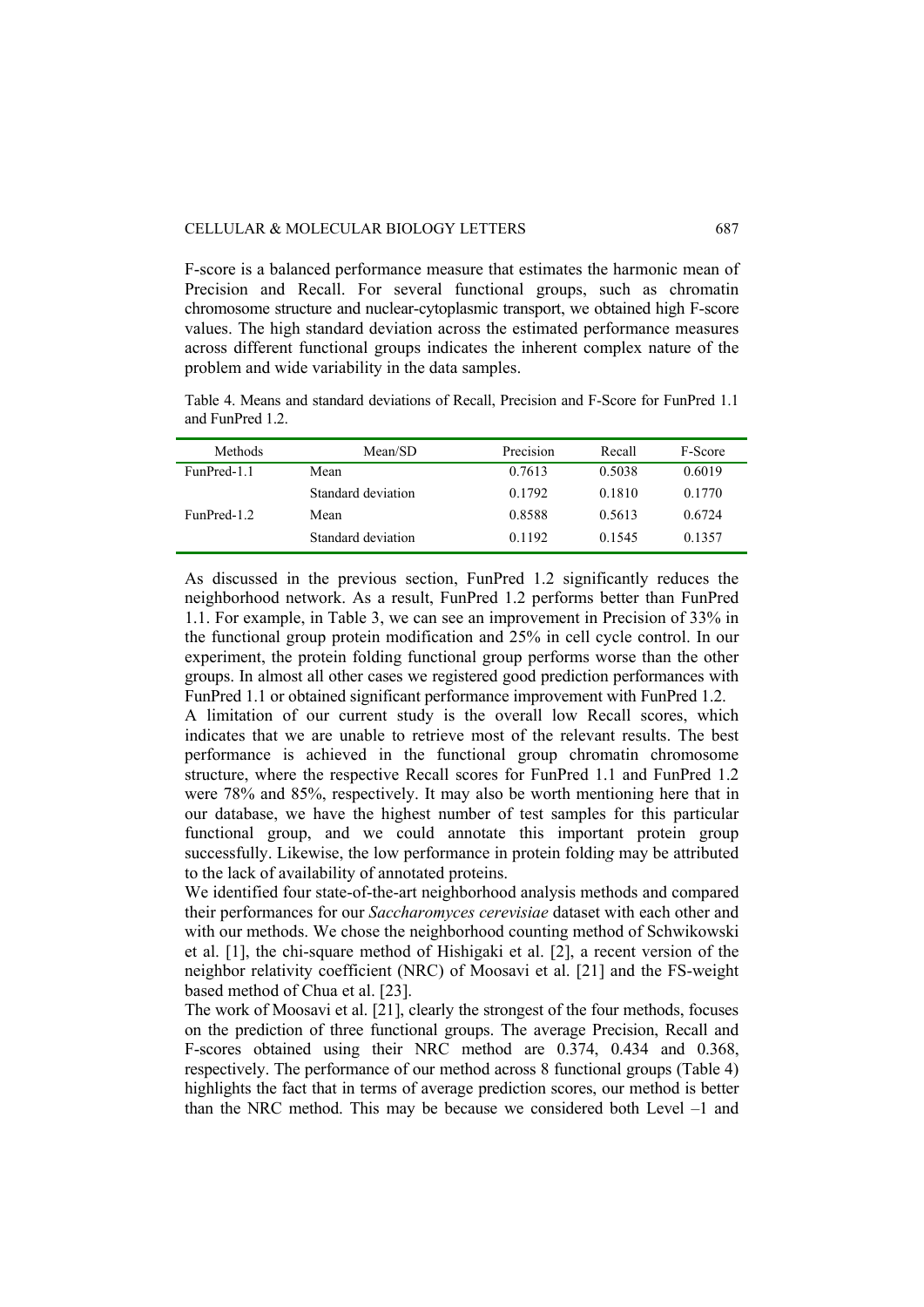F-score is a balanced performance measure that estimates the harmonic mean of Precision and Recall. For several functional groups, such as chromatin chromosome structure and nuclear-cytoplasmic transport, we obtained high F-score values. The high standard deviation across the estimated performance measures across different functional groups indicates the inherent complex nature of the problem and wide variability in the data samples.

Table 4. Means and standard deviations of Recall, Precision and F-Score for FunPred 1.1 and FunPred 1.2.

| Methods | Mean/SD | Precision | Recall | F-Score |
|---|---|---|---|---|
| FunPred-1.1 | Mean | 0.7613 | 0.5038 | 0.6019 |
| | Standard deviation | 0.1792 | 0.1810 | 0.1770 |
| FunPred-1.2 | Mean | 0.8588 | 0.5613 | 0.6724 |
| | Standard deviation | 0.1192 | 0.1545 | 0.1357 |

As discussed in the previous section, FunPred 1.2 significantly reduces the neighborhood network. As a result, FunPred 1.2 performs better than FunPred 1.1. For example, in Table 3, we can see an improvement in Precision of 33% in the functional group protein modification and 25% in cell cycle control. In our experiment, the protein folding functional group performs worse than the other groups. In almost all other cases we registered good prediction performances with FunPred 1.1 or obtained significant performance improvement with FunPred 1.2.

A limitation of our current study is the overall low Recall scores, which indicates that we are unable to retrieve most of the relevant results. The best performance is achieved in the functional group chromatin chromosome structure, where the respective Recall scores for FunPred 1.1 and FunPred 1.2 were 78% and 85%, respectively. It may also be worth mentioning here that in our database, we have the highest number of test samples for this particular functional group, and we could annotate this important protein group successfully. Likewise, the low performance in protein folding may be attributed to the lack of availability of annotated proteins.

We identified four state-of-the-art neighborhood analysis methods and compared their performances for our *Saccharomyces cerevisiae* dataset with each other and with our methods. We chose the neighborhood counting method of Schwikowski et al. [1], the chi-square method of Hishigaki et al. [2], a recent version of the neighbor relativity coefficient (NRC) of Moosavi et al. [21] and the FS-weight based method of Chua et al. [23].

The work of Moosavi et al. [21], clearly the strongest of the four methods, focuses on the prediction of three functional groups. The average Precision, Recall and F-scores obtained using their NRC method are 0.374, 0.434 and 0.368, respectively. The performance of our method across 8 functional groups (Table 4) highlights the fact that in terms of average prediction scores, our method is better than the NRC method. This may be because we considered both Level –1 and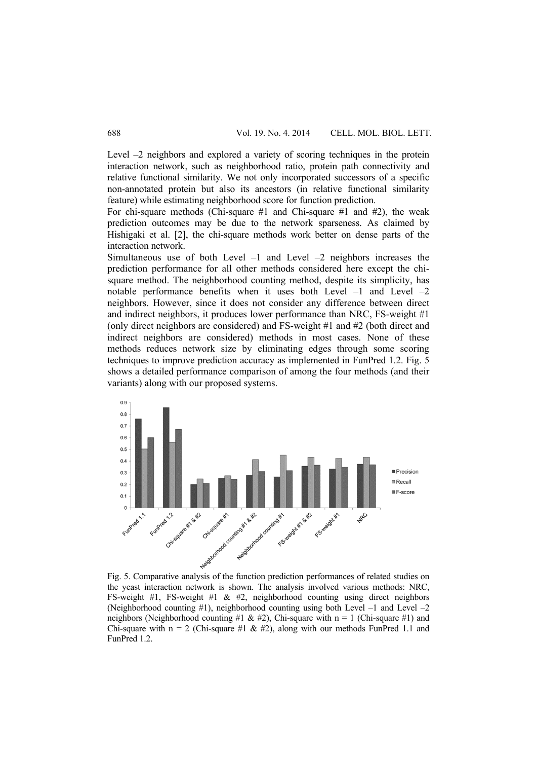Level –2 neighbors and explored a variety of scoring techniques in the protein interaction network, such as neighborhood ratio, protein path connectivity and relative functional similarity. We not only incorporated successors of a specific non-annotated protein but also its ancestors (in relative functional similarity feature) while estimating neighborhood score for function prediction.

For chi-square methods (Chi-square #1 and Chi-square #1 and #2), the weak prediction outcomes may be due to the network sparseness. As claimed by Hishigaki et al. [2], the chi-square methods work better on dense parts of the interaction network.

Simultaneous use of both Level –1 and Level –2 neighbors increases the prediction performance for all other methods considered here except the chi-square method. The neighborhood counting method, despite its simplicity, has notable performance benefits when it uses both Level –1 and Level –2 neighbors. However, since it does not consider any difference between direct and indirect neighbors, it produces lower performance than NRC, FS-weight #1 (only direct neighbors are considered) and FS-weight #1 and #2 (both direct and indirect neighbors are considered) methods in most cases. None of these methods reduces network size by eliminating edges through some scoring techniques to improve prediction accuracy as implemented in FunPred 1.2. Fig. 5 shows a detailed performance comparison of among the four methods (and their variants) along with our proposed systems.

0.9
0.8
0.7
0.6
0.5
0.4
0.3
0.2
0.1
0

FunPred 1.1
FunPred 1.2
Chi-square #1 & #2
Chi-square #1
Neighborhood counting #1 & #2
Neighborhood counting #1
FS-weight #1 & #2
FS-weight #1
NRC

Precision
Recall
F-score

Fig. 5. Comparative analysis of the function prediction performances of related studies on the yeast interaction network is shown. The analysis involved various methods: NRC, FS-weight #1, FS-weight #1 & #2, neighborhood counting using direct neighbors (Neighborhood counting #1), neighborhood counting using both Level –1 and Level –2 neighbors (Neighborhood counting #1 & #2), Chi-square with $n = 1$ (Chi-square #1) and Chi-square with $n = 2$ (Chi-square #1 & #2), along with our methods FunPred 1.1 and FunPred 1.2.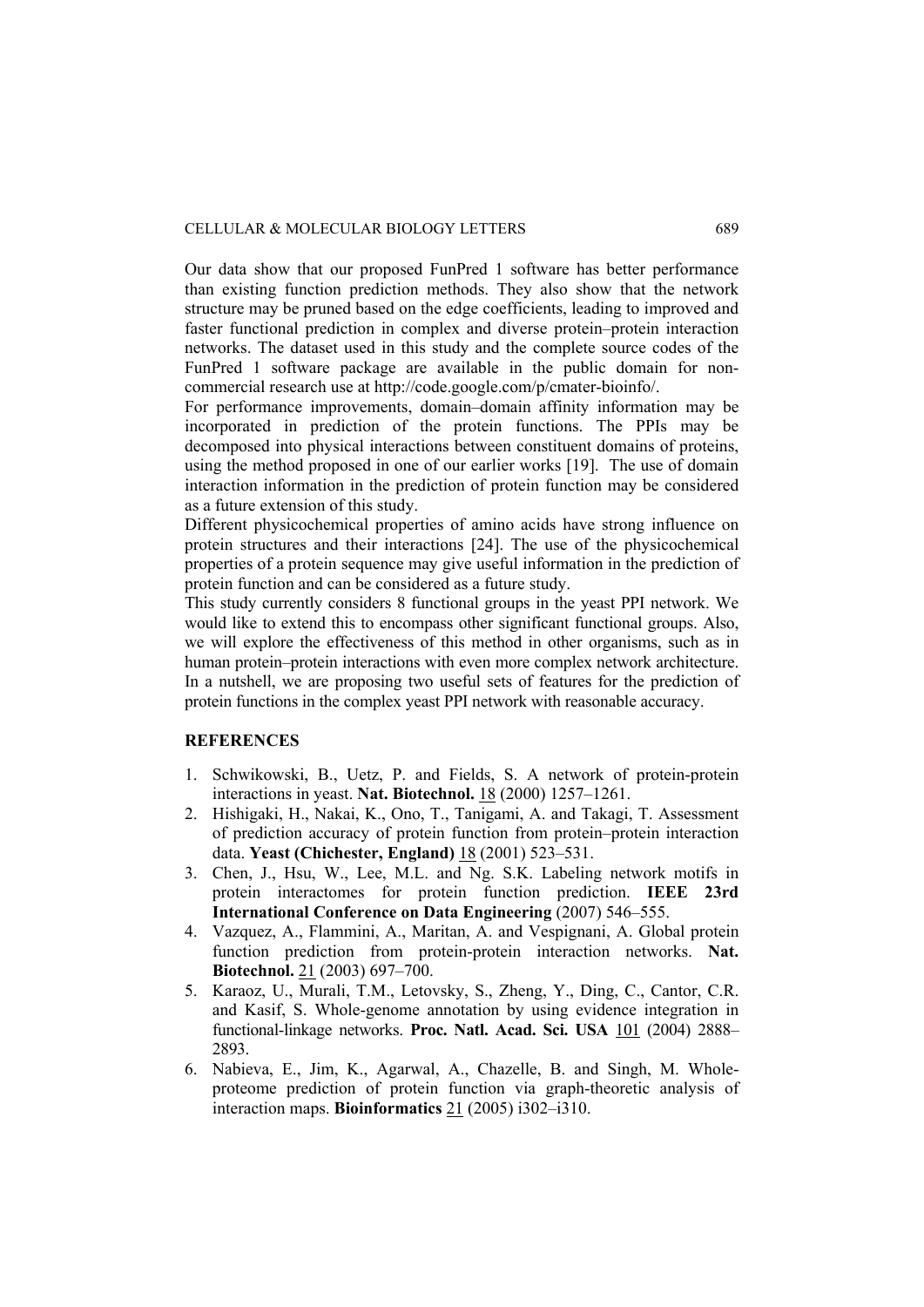Our data show that our proposed FunPred 1 software has better performance than existing function prediction methods. They also show that the network structure may be pruned based on the edge coefficients, leading to improved and faster functional prediction in complex and diverse protein–protein interaction networks. The dataset used in this study and the complete source codes of the FunPred 1 software package are available in the public domain for non-commercial research use at http://code.google.com/p/cmater-bioinfo/.

For performance improvements, domain–domain affinity information may be incorporated in prediction of the protein functions. The PPIs may be decomposed into physical interactions between constituent domains of proteins, using the method proposed in one of our earlier works [19]. The use of domain interaction information in the prediction of protein function may be considered as a future extension of this study.

Different physicochemical properties of amino acids have strong influence on protein structures and their interactions [24]. The use of the physicochemical properties of a protein sequence may give useful information in the prediction of protein function and can be considered as a future study.

This study currently considers 8 functional groups in the yeast PPI network. We would like to extend this to encompass other significant functional groups. Also, we will explore the effectiveness of this method in other organisms, such as in human protein–protein interactions with even more complex network architecture. In a nutshell, we are proposing two useful sets of features for the prediction of protein functions in the complex yeast PPI network with reasonable accuracy.

## REFERENCES

1. Schwikowski, B., Uetz, P. and Fields, S. A network of protein-protein interactions in yeast. **Nat. Biotechnol.** 18 (2000) 1257–1261.
2. Hishigaki, H., Nakai, K., Ono, T., Tanigami, A. and Takagi, T. Assessment of prediction accuracy of protein function from protein–protein interaction data. **Yeast (Chichester, England)** 18 (2001) 523–531.
3. Chen, J., Hsu, W., Lee, M.L. and Ng. S.K. Labeling network motifs in protein interactomes for protein function prediction. **IEEE 23rd International Conference on Data Engineering** (2007) 546–555.
4. Vazquez, A., Flammini, A., Maritan, A. and Vespignani, A. Global protein function prediction from protein-protein interaction networks. **Nat. Biotechnol.** 21 (2003) 697–700.
5. Karaoz, U., Murali, T.M., Letovsky, S., Zheng, Y., Ding, C., Cantor, C.R. and Kasif, S. Whole-genome annotation by using evidence integration in functional-linkage networks. **Proc. Natl. Acad. Sci. USA** 101 (2004) 2888–2893.
6. Nabieva, E., Jim, K., Agarwal, A., Chazelle, B. and Singh, M. Whole-proteome prediction of protein function via graph-theoretic analysis of interaction maps. **Bioinformatics** 21 (2005) i302–i310.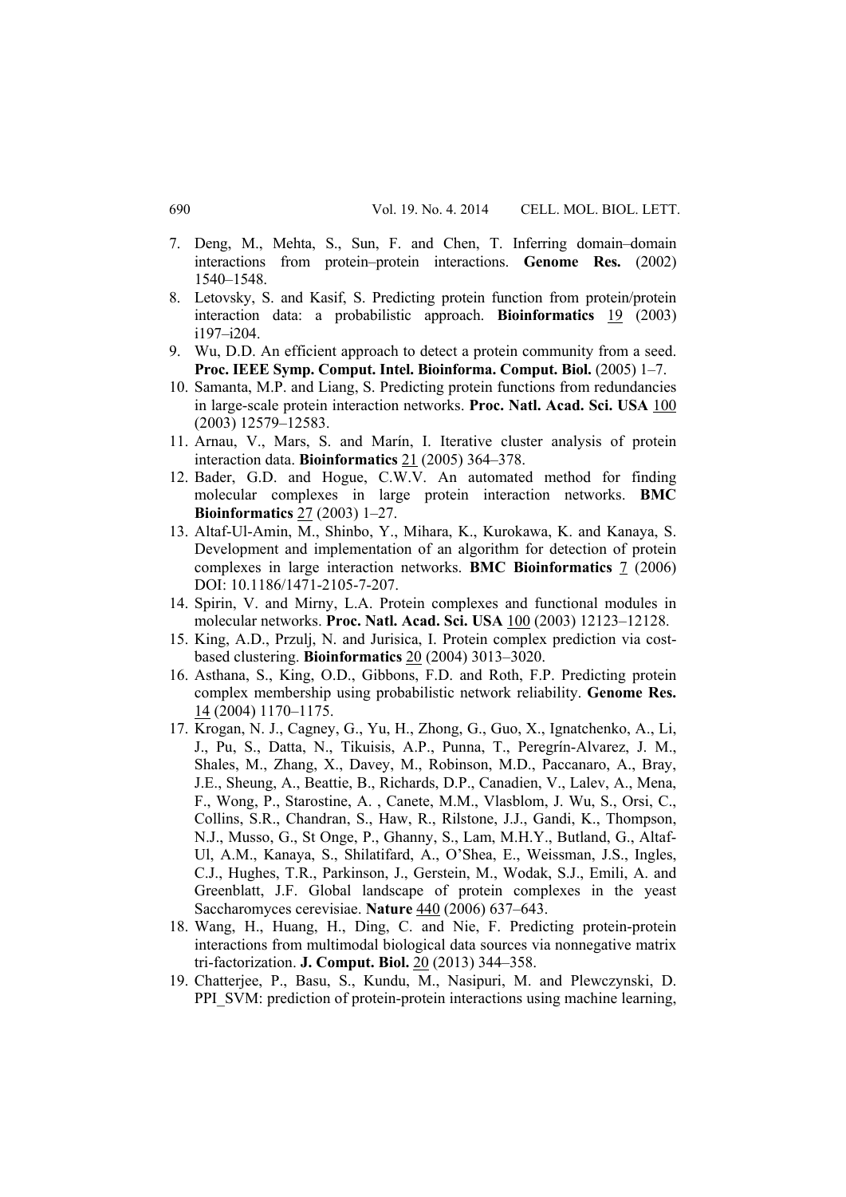7. Deng, M., Mehta, S., Sun, F. and Chen, T. Inferring domain–domain interactions from protein–protein interactions. **Genome Res.** (2002) 1540–1548.
8. Letovsky, S. and Kasif, S. Predicting protein function from protein/protein interaction data: a probabilistic approach. **Bioinformatics** 19 (2003) i197–i204.
9. Wu, D.D. An efficient approach to detect a protein community from a seed. **Proc. IEEE Symp. Comput. Intel. Bioinforma. Comput. Biol.** (2005) 1–7.
10. Samanta, M.P. and Liang, S. Predicting protein functions from redundancies in large-scale protein interaction networks. **Proc. Natl. Acad. Sci. USA** 100 (2003) 12579–12583.
11. Arnau, V., Mars, S. and Marín, I. Iterative cluster analysis of protein interaction data. **Bioinformatics** 21 (2005) 364–378.
12. Bader, G.D. and Hogue, C.W.V. An automated method for finding molecular complexes in large protein interaction networks. **BMC Bioinformatics** 27 (2003) 1–27.
13. Altaf-Ul-Amin, M., Shinbo, Y., Mihara, K., Kurokawa, K. and Kanaya, S. Development and implementation of an algorithm for detection of protein complexes in large interaction networks. **BMC Bioinformatics** 7 (2006) DOI: 10.1186/1471-2105-7-207.
14. Spirin, V. and Mirny, L.A. Protein complexes and functional modules in molecular networks. **Proc. Natl. Acad. Sci. USA** 100 (2003) 12123–12128.
15. King, A.D., Przulj, N. and Jurisica, I. Protein complex prediction via cost-based clustering. **Bioinformatics** 20 (2004) 3013–3020.
16. Asthana, S., King, O.D., Gibbons, F.D. and Roth, F.P. Predicting protein complex membership using probabilistic network reliability. **Genome Res.** 14 (2004) 1170–1175.
17. Krogan, N. J., Cagney, G., Yu, H., Zhong, G., Guo, X., Ignatchenko, A., Li, J., Pu, S., Datta, N., Tikuisis, A.P., Punna, T., Peregrín-Alvarez, J. M., Shales, M., Zhang, X., Davey, M., Robinson, M.D., Paccanaro, A., Bray, J.E., Sheung, A., Beattie, B., Richards, D.P., Canadien, V., Lalev, A., Mena, F., Wong, P., Starostine, A. , Canete, M.M., Vlasblom, J. Wu, S., Orsi, C., Collins, S.R., Chandran, S., Haw, R., Rilstone, J.J., Gandi, K., Thompson, N.J., Musso, G., St Onge, P., Ghanny, S., Lam, M.H.Y., Butland, G., Altaf-Ul, A.M., Kanaya, S., Shilatifard, A., O'Shea, E., Weissman, J.S., Ingles, C.J., Hughes, T.R., Parkinson, J., Gerstein, M., Wodak, S.J., Emili, A. and Greenblatt, J.F. Global landscape of protein complexes in the yeast Saccharomyces cerevisiae. **Nature** 440 (2006) 637–643.
18. Wang, H., Huang, H., Ding, C. and Nie, F. Predicting protein-protein interactions from multimodal biological data sources via nonnegative matrix tri-factorization. **J. Comput. Biol.** 20 (2013) 344–358.
19. Chatterjee, P., Basu, S., Kundu, M., Nasipuri, M. and Plewczynski, D. PPI_SVM: prediction of protein-protein interactions using machine learning,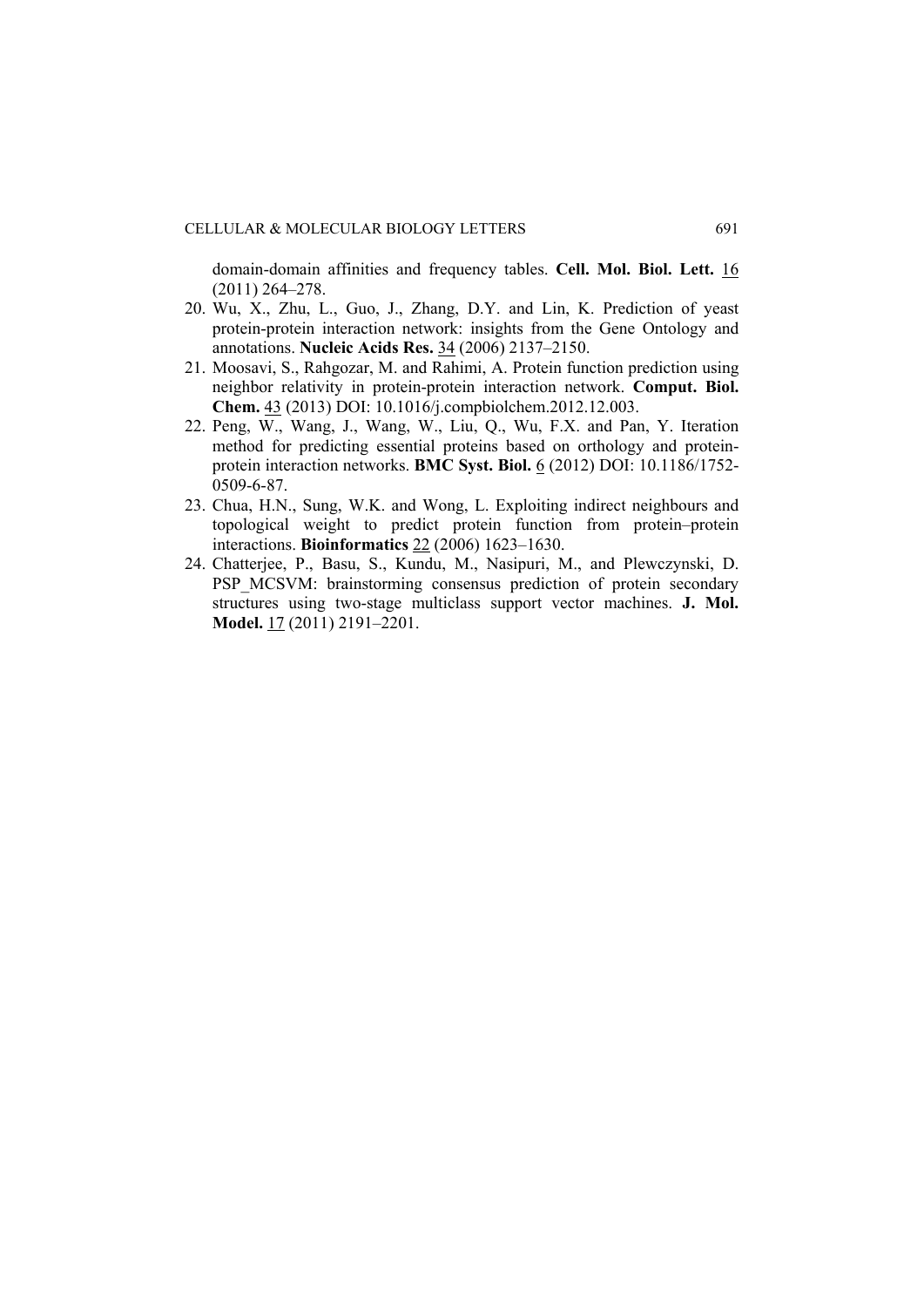domain-domain affinities and frequency tables. **Cell. Mol. Biol. Lett.** 16 (2011) 264–278.

20. Wu, X., Zhu, L., Guo, J., Zhang, D.Y. and Lin, K. Prediction of yeast protein-protein interaction network: insights from the Gene Ontology and annotations. **Nucleic Acids Res.** 34 (2006) 2137–2150.
21. Moosavi, S., Rahgozar, M. and Rahimi, A. Protein function prediction using neighbor relativity in protein-protein interaction network. **Comput. Biol. Chem.** 43 (2013) DOI: 10.1016/j.compbiolchem.2012.12.003.
22. Peng, W., Wang, J., Wang, W., Liu, Q., Wu, F.X. and Pan, Y. Iteration method for predicting essential proteins based on orthology and protein-protein interaction networks. **BMC Syst. Biol.** 6 (2012) DOI: 10.1186/1752-0509-6-87.
23. Chua, H.N., Sung, W.K. and Wong, L. Exploiting indirect neighbours and topological weight to predict protein function from protein–protein interactions. **Bioinformatics** 22 (2006) 1623–1630.
24. Chatterjee, P., Basu, S., Kundu, M., Nasipuri, M., and Plewczynski, D. PSP_MCSVM: brainstorming consensus prediction of protein secondary structures using two-stage multiclass support vector machines. **J. Mol. Model.** 17 (2011) 2191–2201.